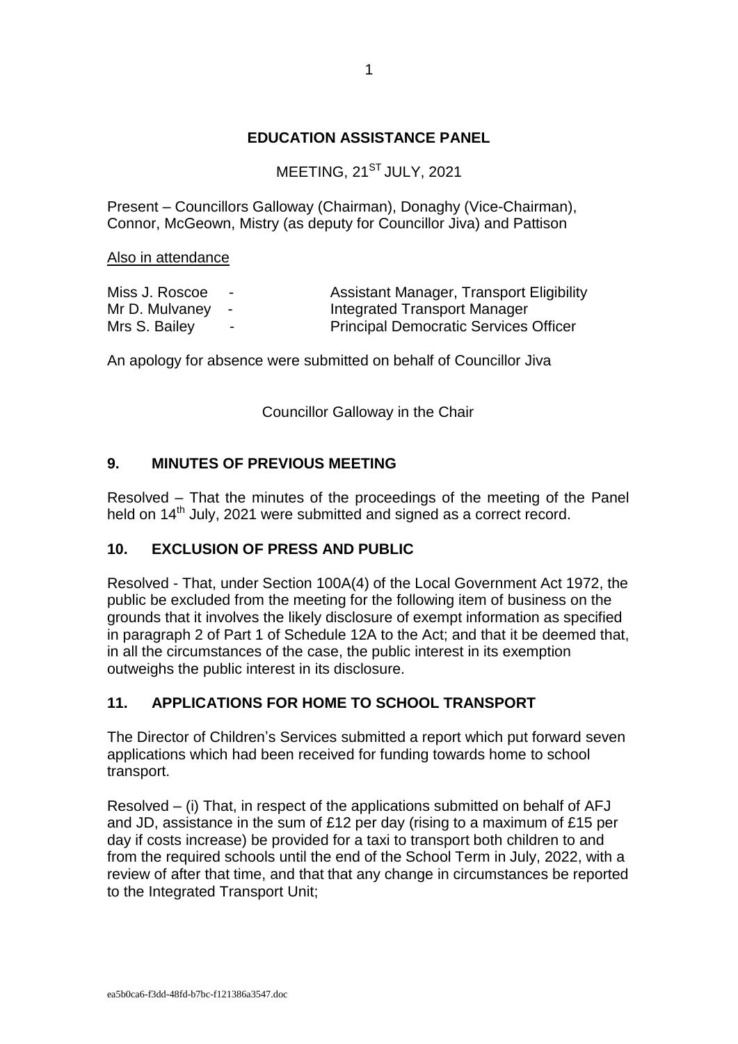# EDUCATION ASSISTANCE PANEL

MEETING, 21ST JULY, 2021

Present – Councillors Galloway (Chairman), Donaghy (Vice-Chairman), Connor, McGeown, Mistry (as deputy for Councillor Jiva) and Pattison

Also in attendance

| | | |
|---|---|---|
| Miss J. Roscoe | - | Assistant Manager, Transport Eligibility |
| Mr D. Mulvaney | - | Integrated Transport Manager |
| Mrs S. Bailey | - | Principal Democratic Services Officer |

An apology for absence were submitted on behalf of Councillor Jiva

Councillor Galloway in the Chair

## 9. MINUTES OF PREVIOUS MEETING

Resolved – That the minutes of the proceedings of the meeting of the Panel held on 14th July, 2021 were submitted and signed as a correct record.

## 10. EXCLUSION OF PRESS AND PUBLIC

Resolved - That, under Section 100A(4) of the Local Government Act 1972, the public be excluded from the meeting for the following item of business on the grounds that it involves the likely disclosure of exempt information as specified in paragraph 2 of Part 1 of Schedule 12A to the Act; and that it be deemed that, in all the circumstances of the case, the public interest in its exemption outweighs the public interest in its disclosure.

## 11. APPLICATIONS FOR HOME TO SCHOOL TRANSPORT

The Director of Children's Services submitted a report which put forward seven applications which had been received for funding towards home to school transport.

Resolved – (i) That, in respect of the applications submitted on behalf of AFJ and JD, assistance in the sum of £12 per day (rising to a maximum of £15 per day if costs increase) be provided for a taxi to transport both children to and from the required schools until the end of the School Term in July, 2022, with a review of after that time, and that that any change in circumstances be reported to the Integrated Transport Unit;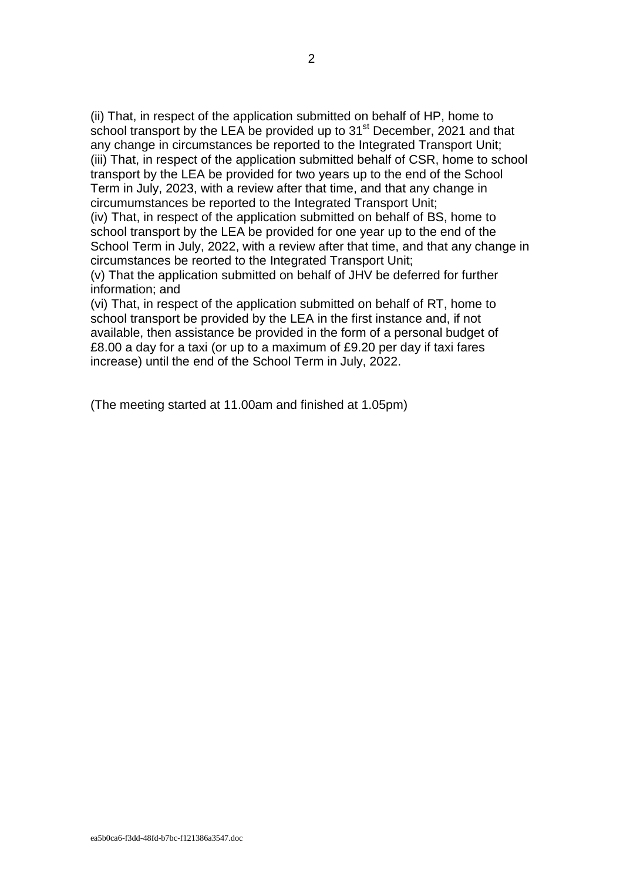(ii) That, in respect of the application submitted on behalf of HP, home to school transport by the LEA be provided up to 31st December, 2021 and that any change in circumstances be reported to the Integrated Transport Unit;
(iii) That, in respect of the application submitted behalf of CSR, home to school transport by the LEA be provided for two years up to the end of the School Term in July, 2023, with a review after that time, and that any change in circumumstances be reported to the Integrated Transport Unit;
(iv) That, in respect of the application submitted on behalf of BS, home to school transport by the LEA be provided for one year up to the end of the School Term in July, 2022, with a review after that time, and that any change in circumstances be reorted to the Integrated Transport Unit;
(v) That the application submitted on behalf of JHV be deferred for further information; and
(vi) That, in respect of the application submitted on behalf of RT, home to school transport be provided by the LEA in the first instance and, if not available, then assistance be provided in the form of a personal budget of £8.00 a day for a taxi (or up to a maximum of £9.20 per day if taxi fares increase) until the end of the School Term in July, 2022.

(The meeting started at 11.00am and finished at 1.05pm)